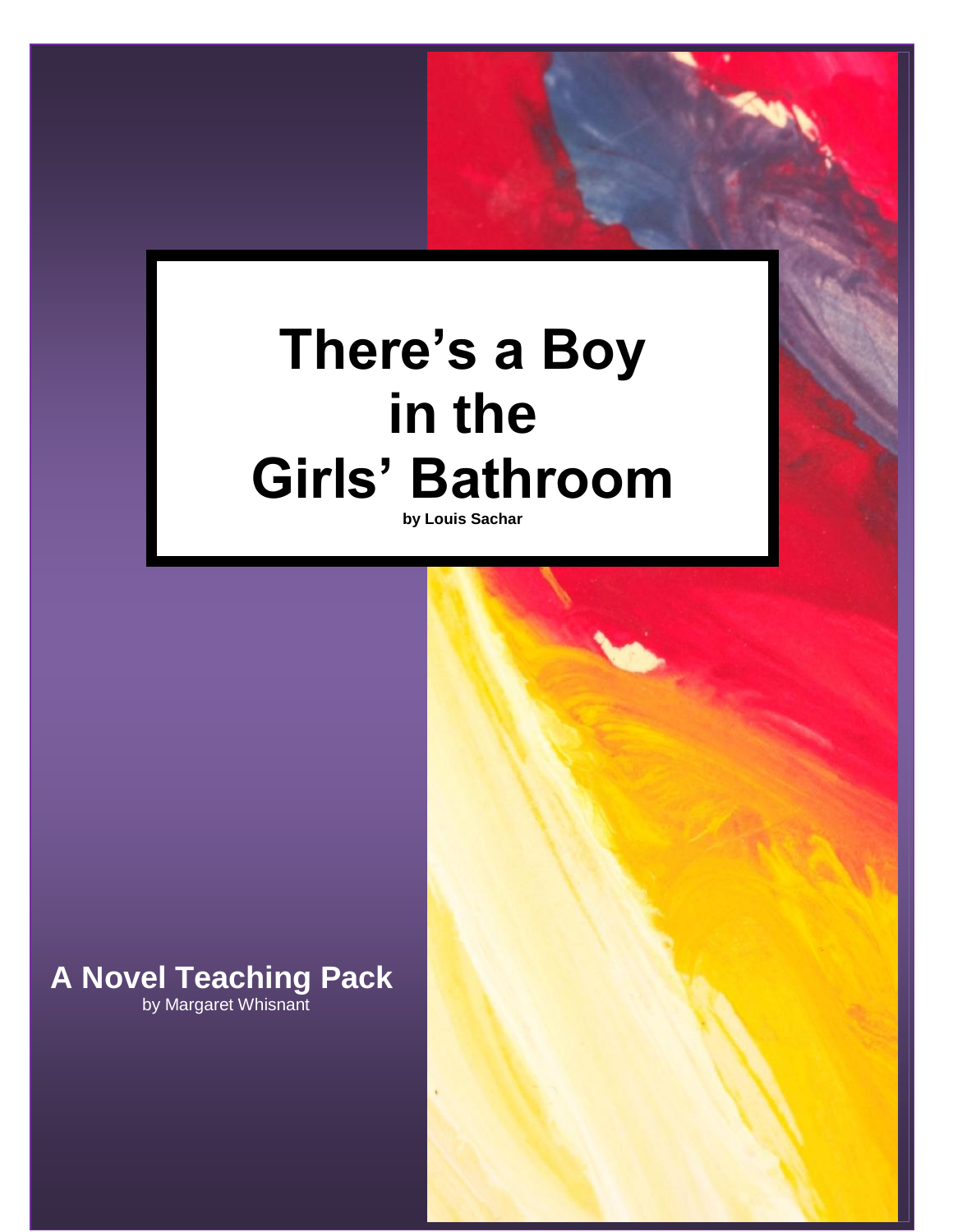# There's a Boy in the Girls' Bathroom

**by Louis Sachar**

## A Novel Teaching Pack

by Margaret Whisnant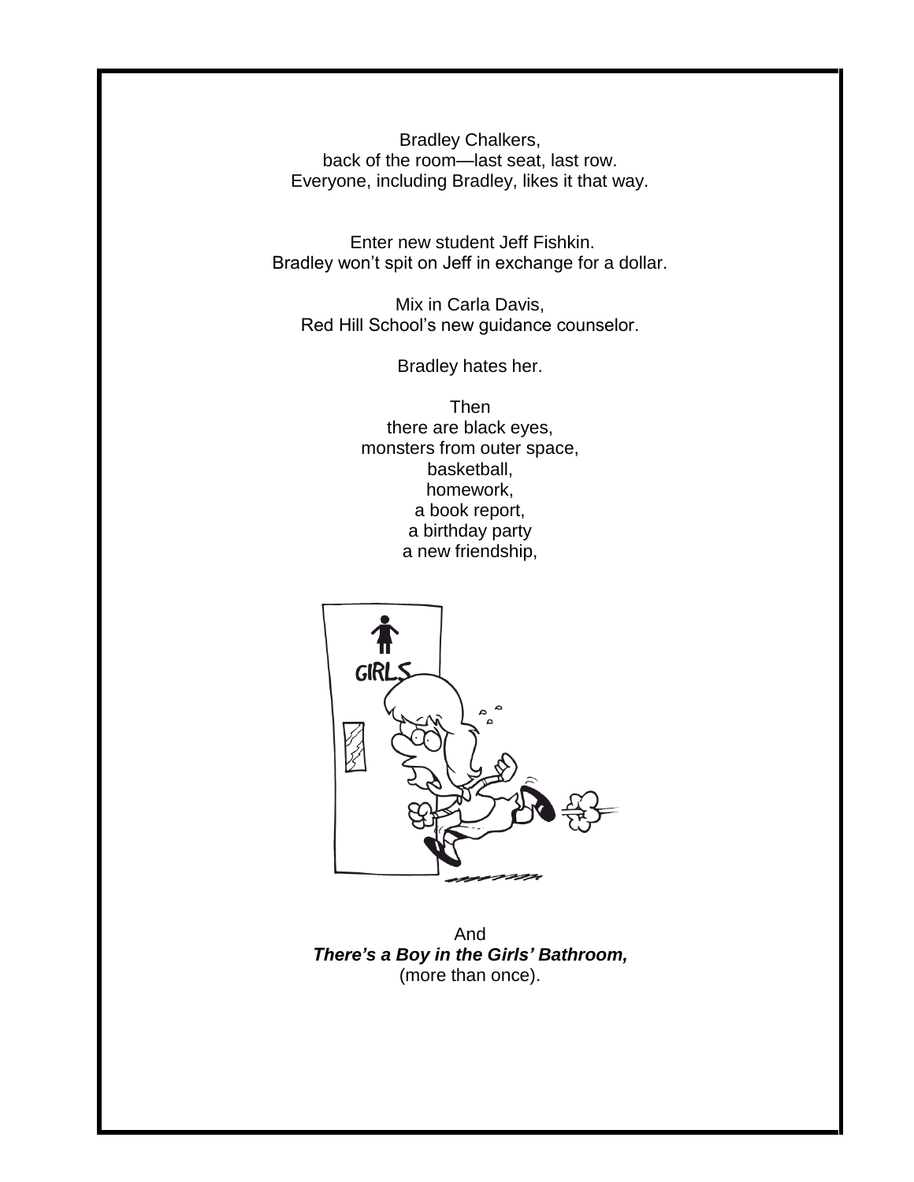Bradley Chalkers,
back of the room—last seat, last row.
Everyone, including Bradley, likes it that way.

Enter new student Jeff Fishkin.
Bradley won't spit on Jeff in exchange for a dollar.

Mix in Carla Davis,
Red Hill School's new guidance counselor.

Bradley hates her.

Then
there are black eyes,
monsters from outer space,
basketball,
homework,
a book report,
a birthday party
a new friendship,

And
***There's a Boy in the Girls' Bathroom,***
(more than once).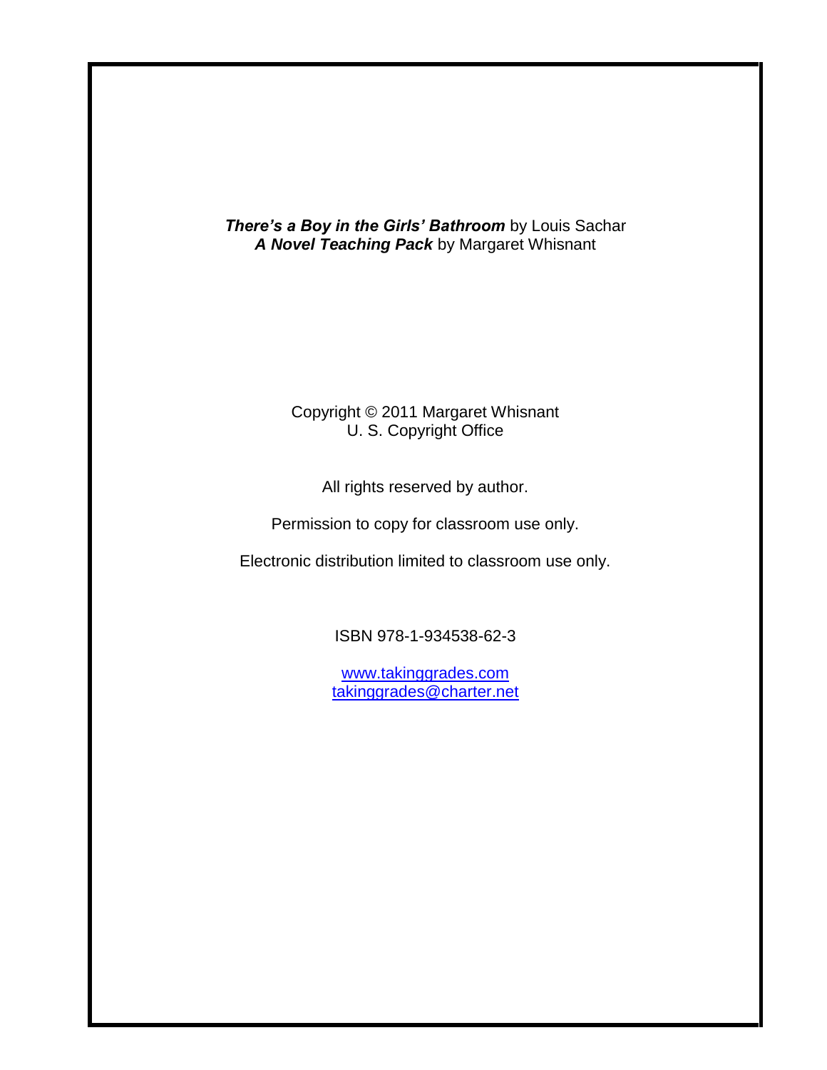***There's a Boy in the Girls' Bathroom*** by Louis Sachar
***A Novel Teaching Pack*** by Margaret Whisnant

Copyright © 2011 Margaret Whisnant
U. S. Copyright Office

All rights reserved by author.

Permission to copy for classroom use only.

Electronic distribution limited to classroom use only.

ISBN 978-1-934538-62-3

www.takinggrades.com
takinggrades@charter.net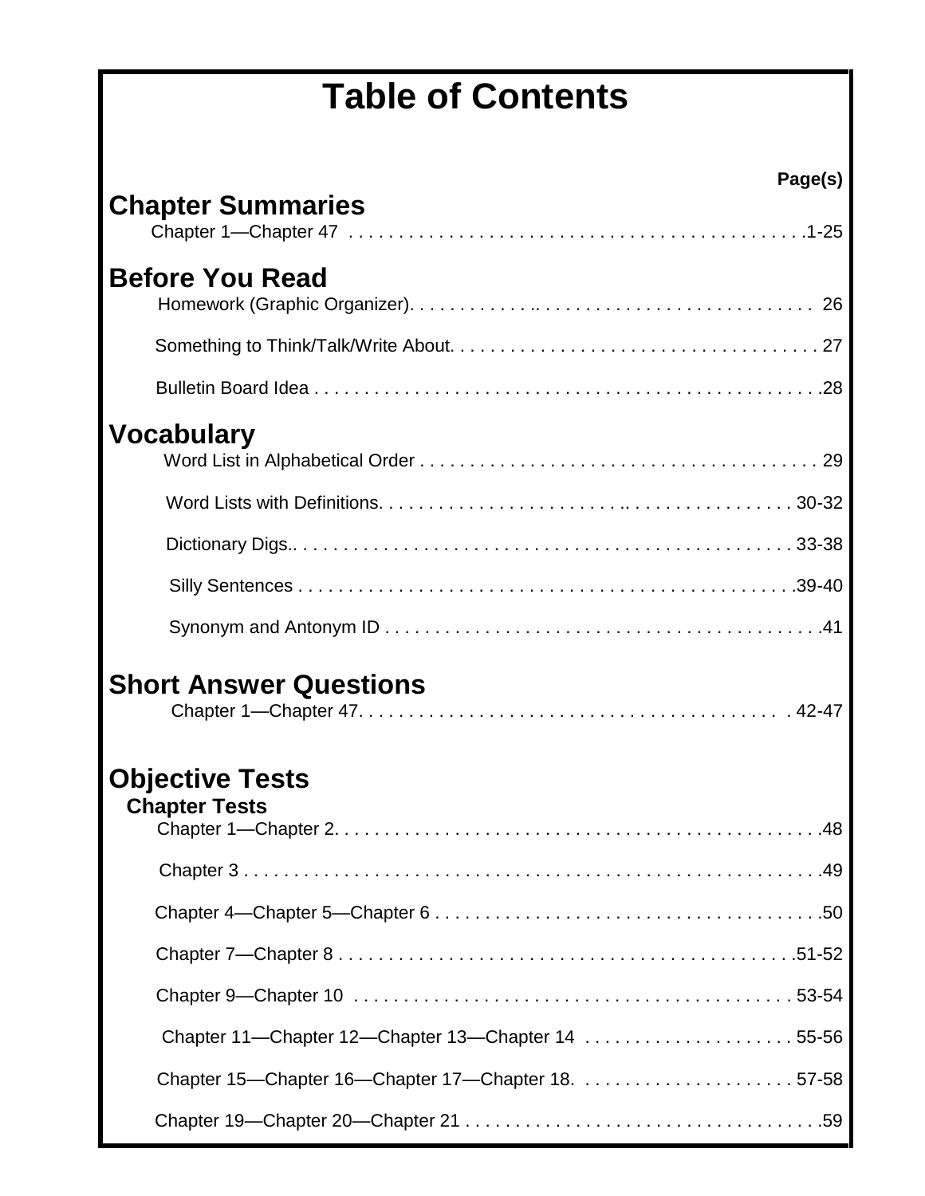# Table of Contents

**Page(s)**

## Chapter Summaries

Chapter 1—Chapter 47 . . . . . . . . . . . . . . . . . . . . . . . . . . . . . . . . . . . . . . . . . . . . . .1-25

## Before You Read

Homework (Graphic Organizer). . . . . . . . . . . .. . . . . . . . . . . . . . . . . . . . . . . . . . . . . 26

Something to Think/Talk/Write About. . . . . . . . . . . . . . . . . . . . . . . . . . . . . . . . . . . . . 27

Bulletin Board Idea . . . . . . . . . . . . . . . . . . . . . . . . . . . . . . . . . . . . . . . . . . . . . . . . . . .28

## Vocabulary

Word List in Alphabetical Order . . . . . . . . . . . . . . . . . . . . . . . . . . . . . . . . . . . . . . . . 29

Word Lists with Definitions. . . . . . . . . . . . . . . . . . . . . . . . . .. . . . . . . . . . . . . . . . . 30-32

Dictionary Digs.. . . . . . . . . . . . . . . . . . . . . . . . . . . . . . . . . . . . . . . . . . . . . . . . . . 33-38

Silly Sentences . . . . . . . . . . . . . . . . . . . . . . . . . . . . . . . . . . . . . . . . . . . . . . . . . . .39-40

Synonym and Antonym ID . . . . . . . . . . . . . . . . . . . . . . . . . . . . . . . . . . . . . . . . . . . .41

## Short Answer Questions

Chapter 1—Chapter 47. . . . . . . . . . . . . . . . . . . . . . . . . . . . . . . . . . . . . . . . . . . . 42-47

## Objective Tests

### Chapter Tests

Chapter 1—Chapter 2. . . . . . . . . . . . . . . . . . . . . . . . . . . . . . . . . . . . . . . . . . . . . . . . .48

Chapter 3 . . . . . . . . . . . . . . . . . . . . . . . . . . . . . . . . . . . . . . . . . . . . . . . . . . . . . . . . . .49

Chapter 4—Chapter 5—Chapter 6 . . . . . . . . . . . . . . . . . . . . . . . . . . . . . . . . . . . . . . .50

Chapter 7—Chapter 8 . . . . . . . . . . . . . . . . . . . . . . . . . . . . . . . . . . . . . . . . . . . . . .51-52

Chapter 9—Chapter 10 . . . . . . . . . . . . . . . . . . . . . . . . . . . . . . . . . . . . . . . . . . . . 53-54

Chapter 11—Chapter 12—Chapter 13—Chapter 14 . . . . . . . . . . . . . . . . . . . . . 55-56

Chapter 15—Chapter 16—Chapter 17—Chapter 18. . . . . . . . . . . . . . . . . . . . . . 57-58

Chapter 19—Chapter 20—Chapter 21 . . . . . . . . . . . . . . . . . . . . . . . . . . . . . . . . . . .59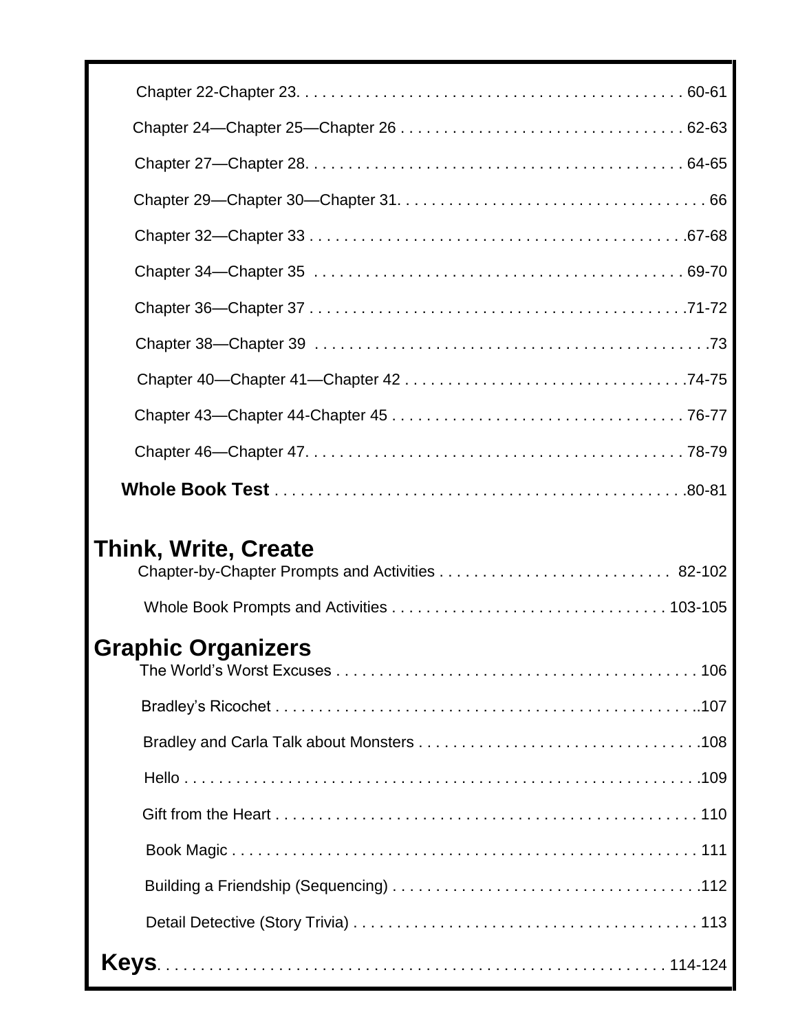Chapter 22-Chapter 23. . . . . . . . . . . . . . . . . . . . . . . . . . . . . . . . . . . . . . . . . . . . . 60-61

Chapter 24—Chapter 25—Chapter 26 . . . . . . . . . . . . . . . . . . . . . . . . . . . . . . . . . 62-63

Chapter 27—Chapter 28. . . . . . . . . . . . . . . . . . . . . . . . . . . . . . . . . . . . . . . . . . . . 64-65

Chapter 29—Chapter 30—Chapter 31. . . . . . . . . . . . . . . . . . . . . . . . . . . . . . . . . . . . 66

Chapter 32—Chapter 33 . . . . . . . . . . . . . . . . . . . . . . . . . . . . . . . . . . . . . . . . . . . .67-68

Chapter 34—Chapter 35 . . . . . . . . . . . . . . . . . . . . . . . . . . . . . . . . . . . . . . . . . . . 69-70

Chapter 36—Chapter 37 . . . . . . . . . . . . . . . . . . . . . . . . . . . . . . . . . . . . . . . . . . . .71-72

Chapter 38—Chapter 39 . . . . . . . . . . . . . . . . . . . . . . . . . . . . . . . . . . . . . . . . . . . . . .73

Chapter 40—Chapter 41—Chapter 42 . . . . . . . . . . . . . . . . . . . . . . . . . . . . . . . . .74-75

Chapter 43—Chapter 44-Chapter 45 . . . . . . . . . . . . . . . . . . . . . . . . . . . . . . . . . . 76-77

Chapter 46—Chapter 47. . . . . . . . . . . . . . . . . . . . . . . . . . . . . . . . . . . . . . . . . . . . 78-79

**Whole Book Test** . . . . . . . . . . . . . . . . . . . . . . . . . . . . . . . . . . . . . . . . . . . . . . . .80-81

## Think, Write, Create

Chapter-by-Chapter Prompts and Activities . . . . . . . . . . . . . . . . . . . . . . . . . . . 82-102

Whole Book Prompts and Activities . . . . . . . . . . . . . . . . . . . . . . . . . . . . . . . . 103-105

## Graphic Organizers

The World's Worst Excuses . . . . . . . . . . . . . . . . . . . . . . . . . . . . . . . . . . . . . . . . . . . 106

Bradley's Ricochet . . . . . . . . . . . . . . . . . . . . . . . . . . . . . . . . . . . . . . . . . . . . . . . . . ..107

Bradley and Carla Talk about Monsters . . . . . . . . . . . . . . . . . . . . . . . . . . . . . . . . .108

Hello . . . . . . . . . . . . . . . . . . . . . . . . . . . . . . . . . . . . . . . . . . . . . . . . . . . . . . . . . . .109

Gift from the Heart . . . . . . . . . . . . . . . . . . . . . . . . . . . . . . . . . . . . . . . . . . . . . . . . . . 110

Book Magic . . . . . . . . . . . . . . . . . . . . . . . . . . . . . . . . . . . . . . . . . . . . . . . . . . . . . . . 111

Building a Friendship (Sequencing) . . . . . . . . . . . . . . . . . . . . . . . . . . . . . . . . . . . .112

Detail Detective (Story Trivia) . . . . . . . . . . . . . . . . . . . . . . . . . . . . . . . . . . . . . . . . . 113

## Keys. . . . . . . . . . . . . . . . . . . . . . . . . . . . . . . . . . . . . . . . . . . . . . . . . . . . . . . . . 114-124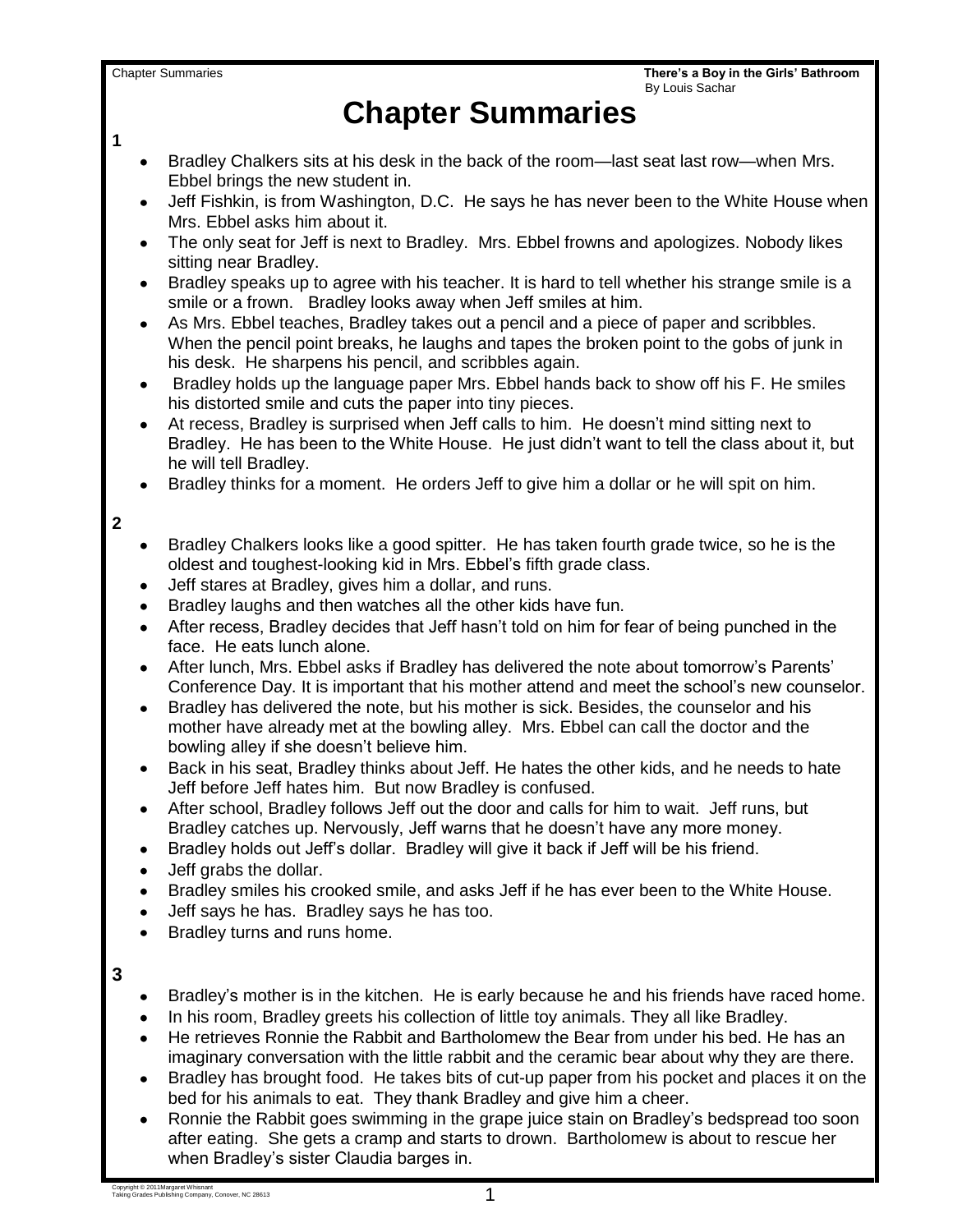# Chapter Summaries

**1**

- Bradley Chalkers sits at his desk in the back of the room—last seat last row—when Mrs. Ebbel brings the new student in.
- Jeff Fishkin, is from Washington, D.C. He says he has never been to the White House when Mrs. Ebbel asks him about it.
- The only seat for Jeff is next to Bradley. Mrs. Ebbel frowns and apologizes. Nobody likes sitting near Bradley.
- Bradley speaks up to agree with his teacher. It is hard to tell whether his strange smile is a smile or a frown. Bradley looks away when Jeff smiles at him.
- As Mrs. Ebbel teaches, Bradley takes out a pencil and a piece of paper and scribbles. When the pencil point breaks, he laughs and tapes the broken point to the gobs of junk in his desk. He sharpens his pencil, and scribbles again.
- Bradley holds up the language paper Mrs. Ebbel hands back to show off his F. He smiles his distorted smile and cuts the paper into tiny pieces.
- At recess, Bradley is surprised when Jeff calls to him. He doesn't mind sitting next to Bradley. He has been to the White House. He just didn't want to tell the class about it, but he will tell Bradley.
- Bradley thinks for a moment. He orders Jeff to give him a dollar or he will spit on him.

**2**

- Bradley Chalkers looks like a good spitter. He has taken fourth grade twice, so he is the oldest and toughest-looking kid in Mrs. Ebbel's fifth grade class.
- Jeff stares at Bradley, gives him a dollar, and runs.
- Bradley laughs and then watches all the other kids have fun.
- After recess, Bradley decides that Jeff hasn't told on him for fear of being punched in the face. He eats lunch alone.
- After lunch, Mrs. Ebbel asks if Bradley has delivered the note about tomorrow's Parents' Conference Day. It is important that his mother attend and meet the school's new counselor.
- Bradley has delivered the note, but his mother is sick. Besides, the counselor and his mother have already met at the bowling alley. Mrs. Ebbel can call the doctor and the bowling alley if she doesn't believe him.
- Back in his seat, Bradley thinks about Jeff. He hates the other kids, and he needs to hate Jeff before Jeff hates him. But now Bradley is confused.
- After school, Bradley follows Jeff out the door and calls for him to wait. Jeff runs, but Bradley catches up. Nervously, Jeff warns that he doesn't have any more money.
- Bradley holds out Jeff's dollar. Bradley will give it back if Jeff will be his friend.
- Jeff grabs the dollar.
- Bradley smiles his crooked smile, and asks Jeff if he has ever been to the White House.
- Jeff says he has. Bradley says he has too.
- Bradley turns and runs home.

**3**

- Bradley's mother is in the kitchen. He is early because he and his friends have raced home.
- In his room, Bradley greets his collection of little toy animals. They all like Bradley.
- He retrieves Ronnie the Rabbit and Bartholomew the Bear from under his bed. He has an imaginary conversation with the little rabbit and the ceramic bear about why they are there.
- Bradley has brought food. He takes bits of cut-up paper from his pocket and places it on the bed for his animals to eat. They thank Bradley and give him a cheer.
- Ronnie the Rabbit goes swimming in the grape juice stain on Bradley's bedspread too soon after eating. She gets a cramp and starts to drown. Bartholomew is about to rescue her when Bradley's sister Claudia barges in.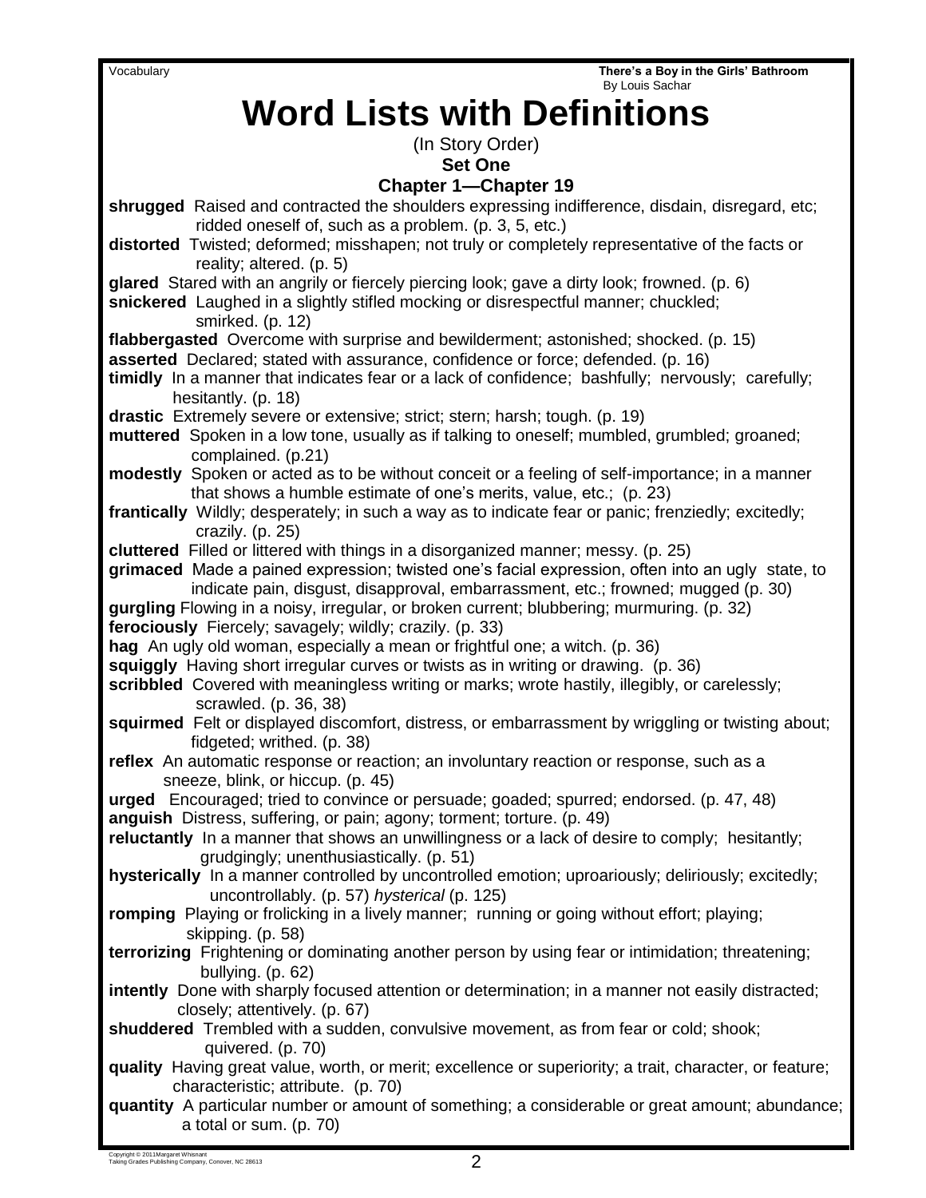# Word Lists with Definitions

(In Story Order)

**Set One**

**Chapter 1—Chapter 19**

**shrugged** Raised and contracted the shoulders expressing indifference, disdain, disregard, etc; ridded oneself of, such as a problem. (p. 3, 5, etc.)

**distorted** Twisted; deformed; misshapen; not truly or completely representative of the facts or reality; altered. (p. 5)

**glared** Stared with an angrily or fiercely piercing look; gave a dirty look; frowned. (p. 6)

**snickered** Laughed in a slightly stifled mocking or disrespectful manner; chuckled; smirked. (p. 12)

**flabbergasted** Overcome with surprise and bewilderment; astonished; shocked. (p. 15)

**asserted** Declared; stated with assurance, confidence or force; defended. (p. 16)

**timidly** In a manner that indicates fear or a lack of confidence; bashfully; nervously; carefully; hesitantly. (p. 18)

**drastic** Extremely severe or extensive; strict; stern; harsh; tough. (p. 19)

**muttered** Spoken in a low tone, usually as if talking to oneself; mumbled, grumbled; groaned; complained. (p.21)

**modestly** Spoken or acted as to be without conceit or a feeling of self-importance; in a manner that shows a humble estimate of one's merits, value, etc.; (p. 23)

**frantically** Wildly; desperately; in such a way as to indicate fear or panic; frenziedly; excitedly; crazily. (p. 25)

**cluttered** Filled or littered with things in a disorganized manner; messy. (p. 25)

**grimaced** Made a pained expression; twisted one's facial expression, often into an ugly state, to indicate pain, disgust, disapproval, embarrassment, etc.; frowned; mugged (p. 30)

**gurgling** Flowing in a noisy, irregular, or broken current; blubbering; murmuring. (p. 32)

**ferociously** Fiercely; savagely; wildly; crazily. (p. 33)

**hag** An ugly old woman, especially a mean or frightful one; a witch. (p. 36)

**squiggly** Having short irregular curves or twists as in writing or drawing. (p. 36)

**scribbled** Covered with meaningless writing or marks; wrote hastily, illegibly, or carelessly; scrawled. (p. 36, 38)

**squirmed** Felt or displayed discomfort, distress, or embarrassment by wriggling or twisting about; fidgeted; writhed. (p. 38)

**reflex** An automatic response or reaction; an involuntary reaction or response, such as a sneeze, blink, or hiccup. (p. 45)

**urged** Encouraged; tried to convince or persuade; goaded; spurred; endorsed. (p. 47, 48)

**anguish** Distress, suffering, or pain; agony; torment; torture. (p. 49)

**reluctantly** In a manner that shows an unwillingness or a lack of desire to comply; hesitantly; grudgingly; unenthusiastically. (p. 51)

**hysterically** In a manner controlled by uncontrolled emotion; uproariously; deliriously; excitedly; uncontrollably. (p. 57) *hysterical* (p. 125)

**romping** Playing or frolicking in a lively manner; running or going without effort; playing; skipping. (p. 58)

**terrorizing** Frightening or dominating another person by using fear or intimidation; threatening; bullying. (p. 62)

**intently** Done with sharply focused attention or determination; in a manner not easily distracted; closely; attentively. (p. 67)

**shuddered** Trembled with a sudden, convulsive movement, as from fear or cold; shook; quivered. (p. 70)

**quality** Having great value, worth, or merit; excellence or superiority; a trait, character, or feature; characteristic; attribute. (p. 70)

**quantity** A particular number or amount of something; a considerable or great amount; abundance; a total or sum. (p. 70)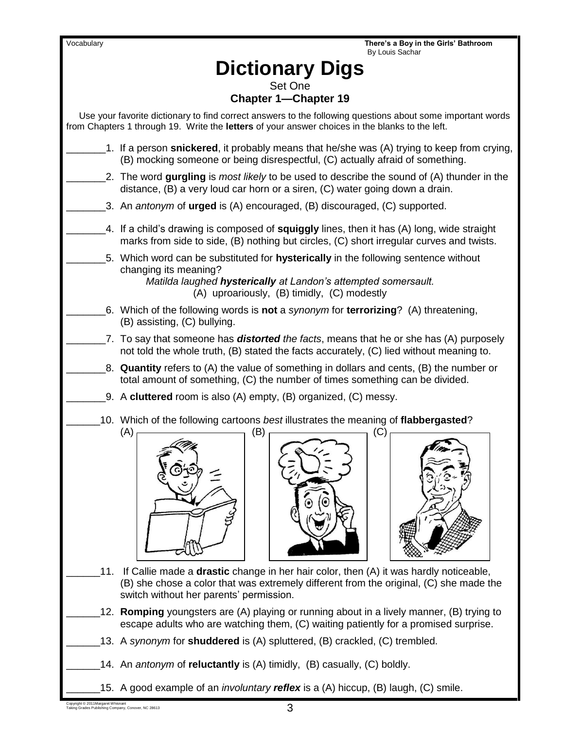Vocabulary

**There's a Boy in the Girls' Bathroom**
By Louis Sachar

# Dictionary Digs

Set One

**Chapter 1—Chapter 19**

Use your favorite dictionary to find correct answers to the following questions about some important words from Chapters 1 through 19. Write the **letters** of your answer choices in the blanks to the left.

_______1. If a person **snickered**, it probably means that he/she was (A) trying to keep from crying, (B) mocking someone or being disrespectful, (C) actually afraid of something.

_______2. The word **gurgling** is *most likely* to be used to describe the sound of (A) thunder in the distance, (B) a very loud car horn or a siren, (C) water going down a drain.

_______3. An *antonym* of **urged** is (A) encouraged, (B) discouraged, (C) supported.

_______4. If a child's drawing is composed of **squiggly** lines, then it has (A) long, wide straight marks from side to side, (B) nothing but circles, (C) short irregular curves and twists.

_______5. Which word can be substituted for **hysterically** in the following sentence without changing its meaning?

*Matilda laughed **hysterically** at Landon's attempted somersault.*

(A) uproariously, (B) timidly, (C) modestly

_______6. Which of the following words is **not** a *synonym* for **terrorizing**? (A) threatening, (B) assisting, (C) bullying.

_______7. To say that someone has ***distorted** the facts*, means that he or she has (A) purposely not told the whole truth, (B) stated the facts accurately, (C) lied without meaning to.

_______8. **Quantity** refers to (A) the value of something in dollars and cents, (B) the number or total amount of something, (C) the number of times something can be divided.

_______9. A **cluttered** room is also (A) empty, (B) organized, (C) messy.

______10. Which of the following cartoons *best* illustrates the meaning of **flabbergasted**?

(A) (B) (C)

______11. If Callie made a **drastic** change in her hair color, then (A) it was hardly noticeable, (B) she chose a color that was extremely different from the original, (C) she made the switch without her parents' permission.

______12. **Romping** youngsters are (A) playing or running about in a lively manner, (B) trying to escape adults who are watching them, (C) waiting patiently for a promised surprise.

______13. A *synonym* for **shuddered** is (A) spluttered, (B) crackled, (C) trembled.

______14. An *antonym* of **reluctantly** is (A) timidly, (B) casually, (C) boldly.

______15. A good example of an *involuntary **reflex*** is a (A) hiccup, (B) laugh, (C) smile.

Copyright © 2011 Margaret Whisnant
Taking Grades Publishing Company, Conover, NC 28613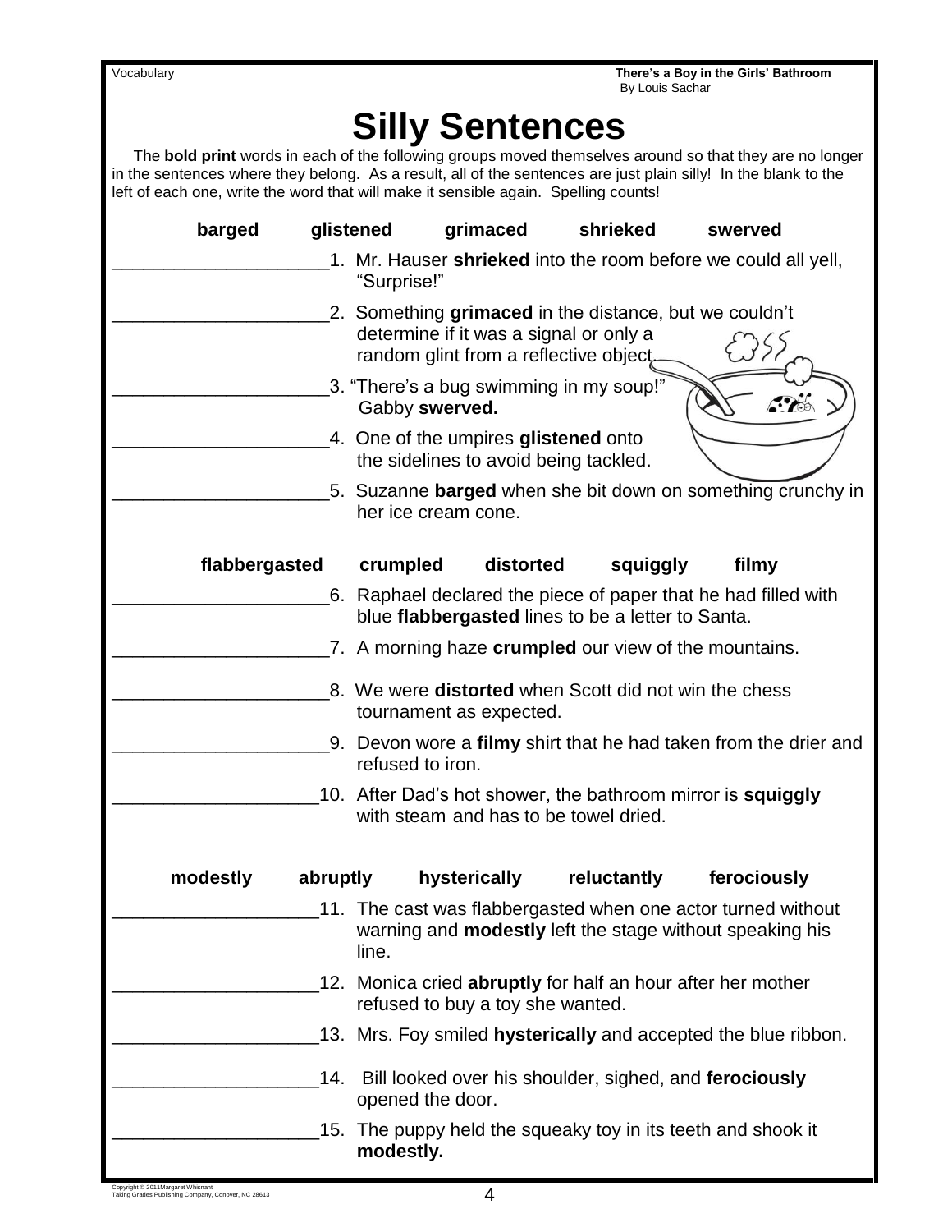# Silly Sentences

The **bold print** words in each of the following groups moved themselves around so that they are no longer in the sentences where they belong. As a result, all of the sentences are just plain silly! In the blank to the left of each one, write the word that will make it sensible again. Spelling counts!

**barged** **glistened** **grimaced** **shrieked** **swerved**

_____________________1. Mr. Hauser **shrieked** into the room before we could all yell, "Surprise!"

_____________________2. Something **grimaced** in the distance, but we couldn't determine if it was a signal or only a random glint from a reflective object.

_____________________3. "There's a bug swimming in my soup!" Gabby **swerved.**

_____________________4. One of the umpires **glistened** onto the sidelines to avoid being tackled.

_____________________5. Suzanne **barged** when she bit down on something crunchy in her ice cream cone.

**flabbergasted** **crumpled** **distorted** **squiggly** **filmy**

_____________________6. Raphael declared the piece of paper that he had filled with blue **flabbergasted** lines to be a letter to Santa.

_____________________7. A morning haze **crumpled** our view of the mountains.

_____________________8. We were **distorted** when Scott did not win the chess tournament as expected.

_____________________9. Devon wore a **filmy** shirt that he had taken from the drier and refused to iron.

_____________________10. After Dad's hot shower, the bathroom mirror is **squiggly** with steam and has to be towel dried.

**modestly** **abruptly** **hysterically** **reluctantly** **ferociously**

_____________________11. The cast was flabbergasted when one actor turned without warning and **modestly** left the stage without speaking his line.

_____________________12. Monica cried **abruptly** for half an hour after her mother refused to buy a toy she wanted.

_____________________13. Mrs. Foy smiled **hysterically** and accepted the blue ribbon.

_____________________14. Bill looked over his shoulder, sighed, and **ferociously** opened the door.

_____________________15. The puppy held the squeaky toy in its teeth and shook it **modestly.**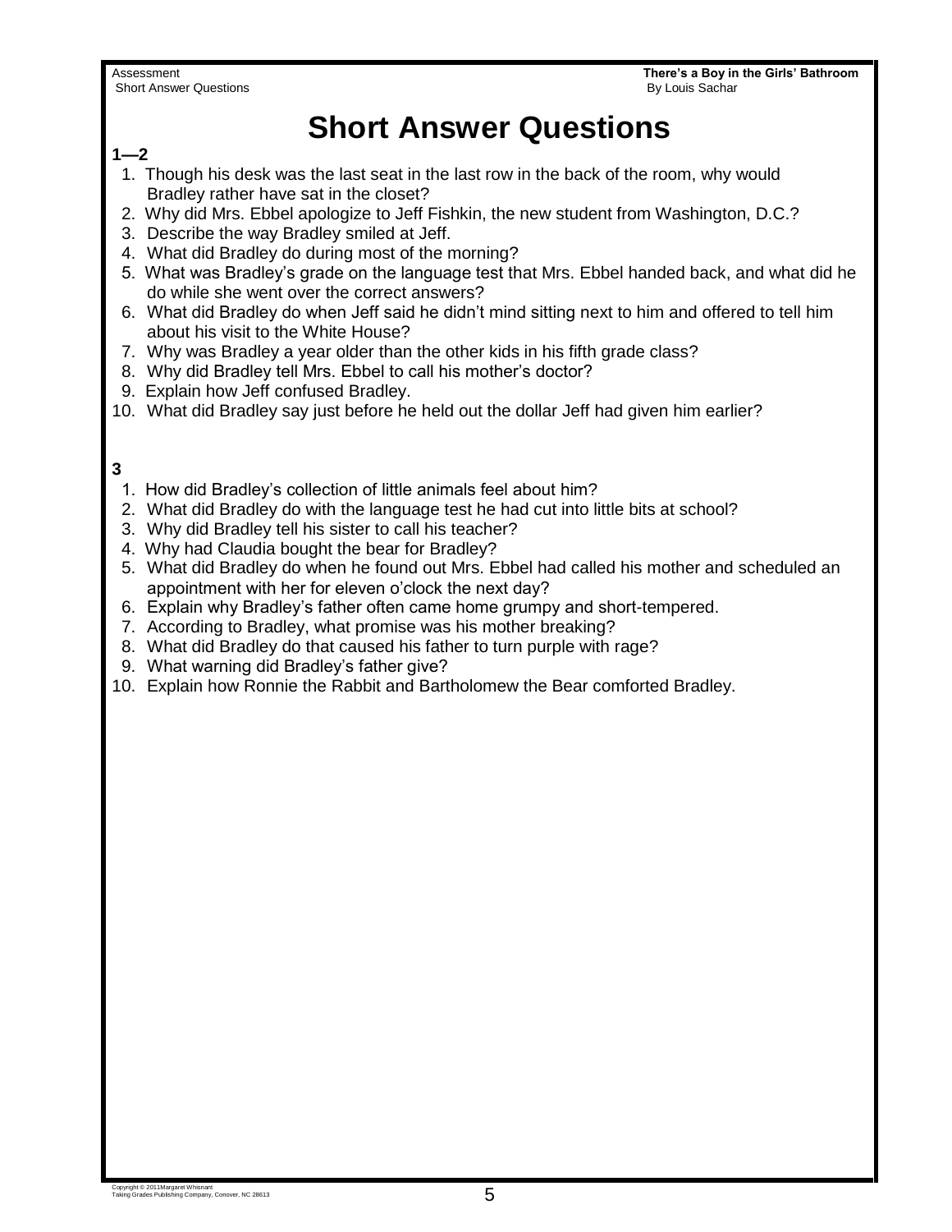# Short Answer Questions

**1—2**

1. Though his desk was the last seat in the last row in the back of the room, why would Bradley rather have sat in the closet?
2. Why did Mrs. Ebbel apologize to Jeff Fishkin, the new student from Washington, D.C.?
3. Describe the way Bradley smiled at Jeff.
4. What did Bradley do during most of the morning?
5. What was Bradley's grade on the language test that Mrs. Ebbel handed back, and what did he do while she went over the correct answers?
6. What did Bradley do when Jeff said he didn't mind sitting next to him and offered to tell him about his visit to the White House?
7. Why was Bradley a year older than the other kids in his fifth grade class?
8. Why did Bradley tell Mrs. Ebbel to call his mother's doctor?
9. Explain how Jeff confused Bradley.
10. What did Bradley say just before he held out the dollar Jeff had given him earlier?

**3**

1. How did Bradley's collection of little animals feel about him?
2. What did Bradley do with the language test he had cut into little bits at school?
3. Why did Bradley tell his sister to call his teacher?
4. Why had Claudia bought the bear for Bradley?
5. What did Bradley do when he found out Mrs. Ebbel had called his mother and scheduled an appointment with her for eleven o'clock the next day?
6. Explain why Bradley's father often came home grumpy and short-tempered.
7. According to Bradley, what promise was his mother breaking?
8. What did Bradley do that caused his father to turn purple with rage?
9. What warning did Bradley's father give?
10. Explain how Ronnie the Rabbit and Bartholomew the Bear comforted Bradley.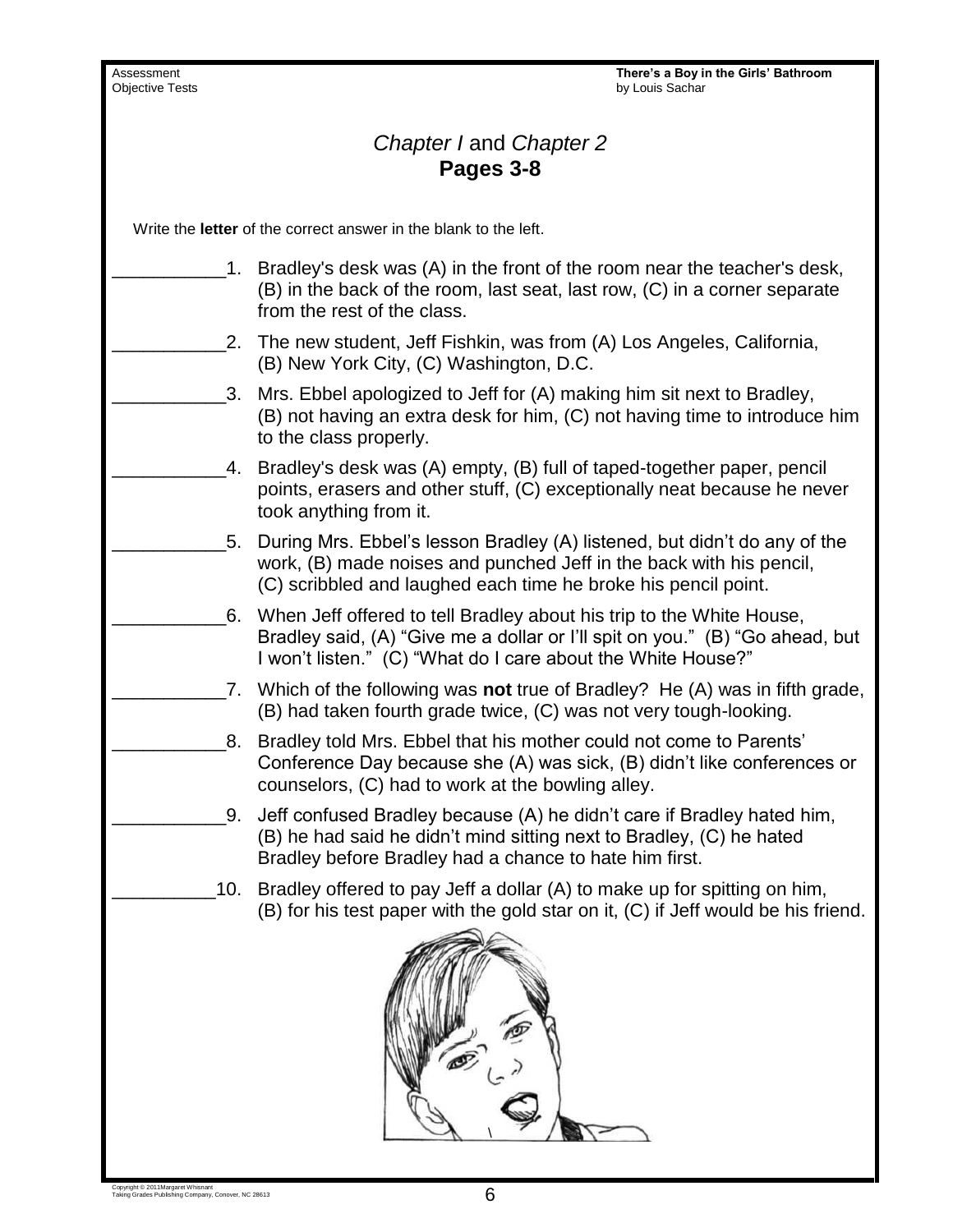## *Chapter I* and *Chapter 2*
### Pages 3-8

Write the **letter** of the correct answer in the blank to the left.

___________1. Bradley's desk was (A) in the front of the room near the teacher's desk, (B) in the back of the room, last seat, last row, (C) in a corner separate from the rest of the class.

___________2. The new student, Jeff Fishkin, was from (A) Los Angeles, California, (B) New York City, (C) Washington, D.C.

___________3. Mrs. Ebbel apologized to Jeff for (A) making him sit next to Bradley, (B) not having an extra desk for him, (C) not having time to introduce him to the class properly.

___________4. Bradley's desk was (A) empty, (B) full of taped-together paper, pencil points, erasers and other stuff, (C) exceptionally neat because he never took anything from it.

___________5. During Mrs. Ebbel's lesson Bradley (A) listened, but didn't do any of the work, (B) made noises and punched Jeff in the back with his pencil, (C) scribbled and laughed each time he broke his pencil point.

___________6. When Jeff offered to tell Bradley about his trip to the White House, Bradley said, (A) "Give me a dollar or I'll spit on you." (B) "Go ahead, but I won't listen." (C) "What do I care about the White House?"

___________7. Which of the following was **not** true of Bradley? He (A) was in fifth grade, (B) had taken fourth grade twice, (C) was not very tough-looking.

___________8. Bradley told Mrs. Ebbel that his mother could not come to Parents' Conference Day because she (A) was sick, (B) didn't like conferences or counselors, (C) had to work at the bowling alley.

___________9. Jeff confused Bradley because (A) he didn't care if Bradley hated him, (B) he had said he didn't mind sitting next to Bradley, (C) he hated Bradley before Bradley had a chance to hate him first.

__________10. Bradley offered to pay Jeff a dollar (A) to make up for spitting on him, (B) for his test paper with the gold star on it, (C) if Jeff would be his friend.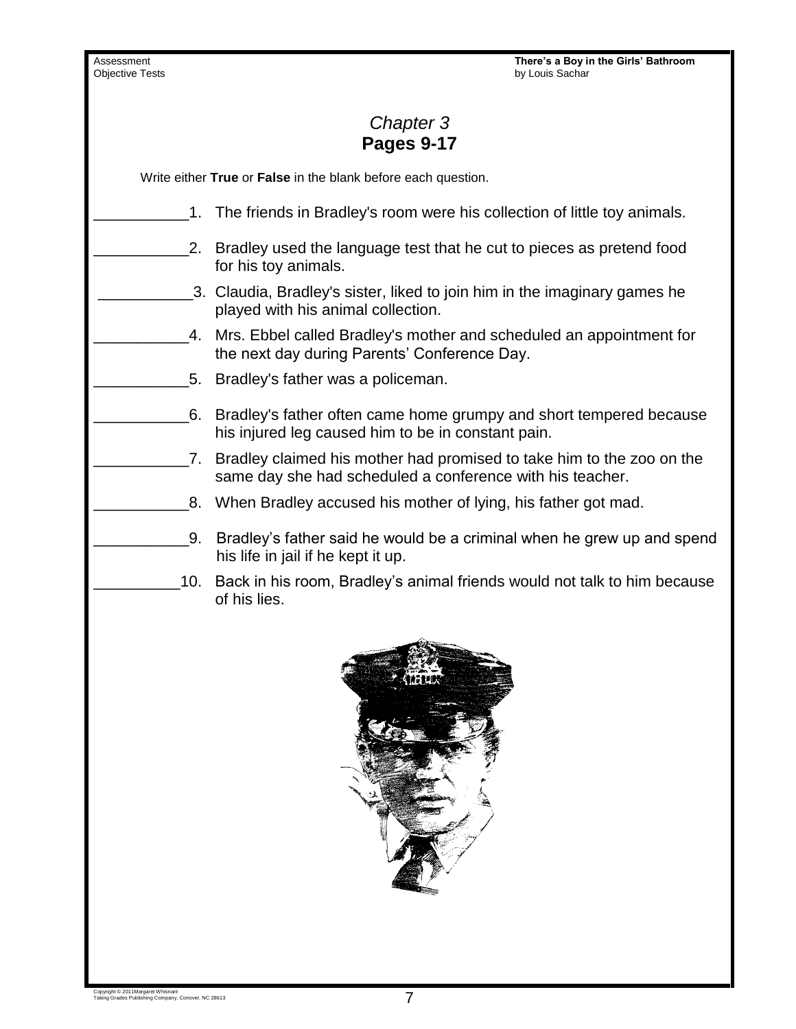# *Chapter 3*
## Pages 9-17

Write either **True** or **False** in the blank before each question.

___________1. The friends in Bradley's room were his collection of little toy animals.

___________2. Bradley used the language test that he cut to pieces as pretend food for his toy animals.

___________3. Claudia, Bradley's sister, liked to join him in the imaginary games he played with his animal collection.

___________4. Mrs. Ebbel called Bradley's mother and scheduled an appointment for the next day during Parents' Conference Day.

___________5. Bradley's father was a policeman.

___________6. Bradley's father often came home grumpy and short tempered because his injured leg caused him to be in constant pain.

___________7. Bradley claimed his mother had promised to take him to the zoo on the same day she had scheduled a conference with his teacher.

___________8. When Bradley accused his mother of lying, his father got mad.

___________9. Bradley's father said he would be a criminal when he grew up and spend his life in jail if he kept it up.

__________10. Back in his room, Bradley's animal friends would not talk to him because of his lies.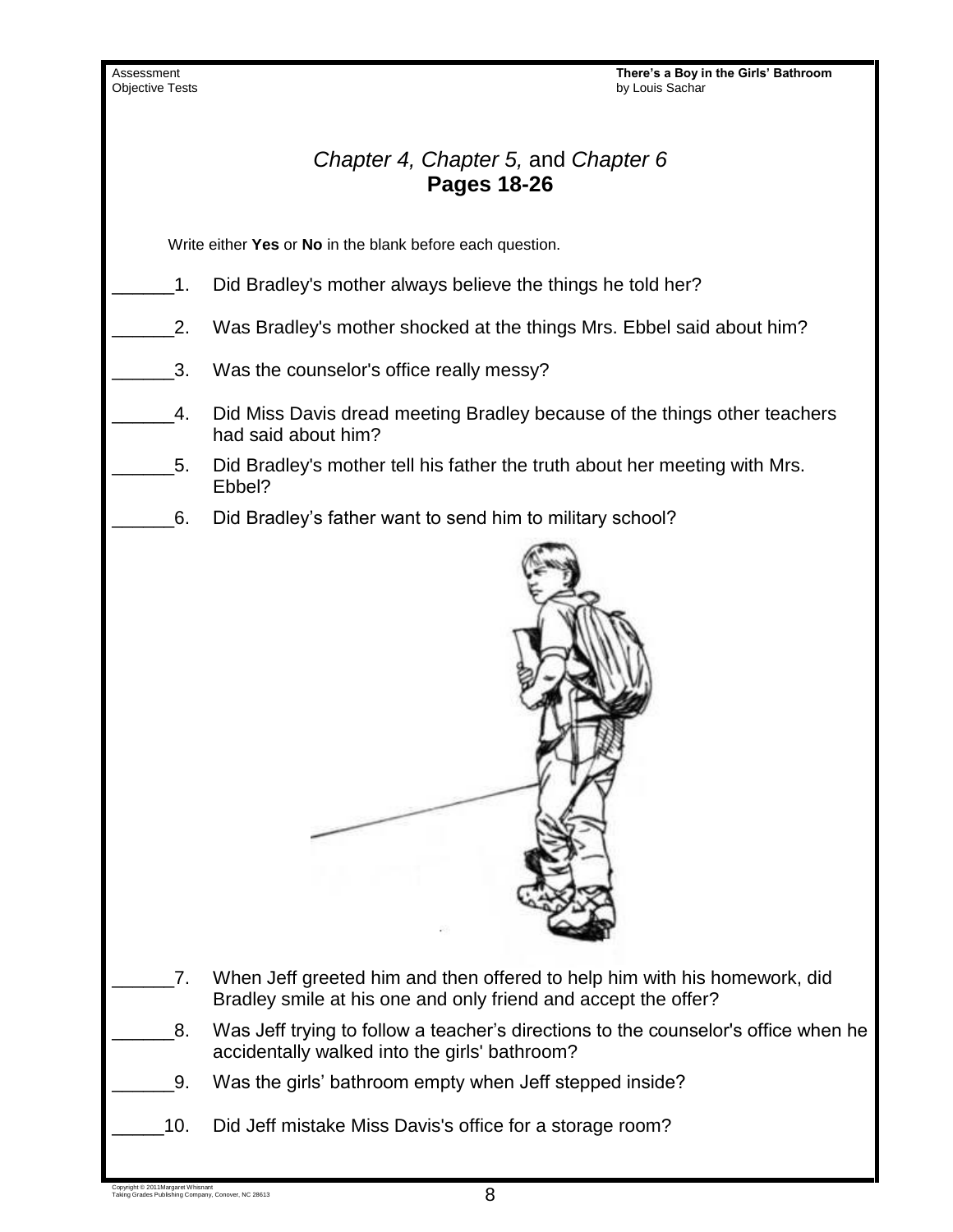## *Chapter 4, Chapter 5,* and *Chapter 6*
## **Pages 18-26**

Write either **Yes** or **No** in the blank before each question.

______1. Did Bradley's mother always believe the things he told her?

______2. Was Bradley's mother shocked at the things Mrs. Ebbel said about him?

______3. Was the counselor's office really messy?

______4. Did Miss Davis dread meeting Bradley because of the things other teachers had said about him?

______5. Did Bradley's mother tell his father the truth about her meeting with Mrs. Ebbel?

______6. Did Bradley's father want to send him to military school?

______7. When Jeff greeted him and then offered to help him with his homework, did Bradley smile at his one and only friend and accept the offer?

______8. Was Jeff trying to follow a teacher's directions to the counselor's office when he accidentally walked into the girls' bathroom?

______9. Was the girls' bathroom empty when Jeff stepped inside?

_____10. Did Jeff mistake Miss Davis's office for a storage room?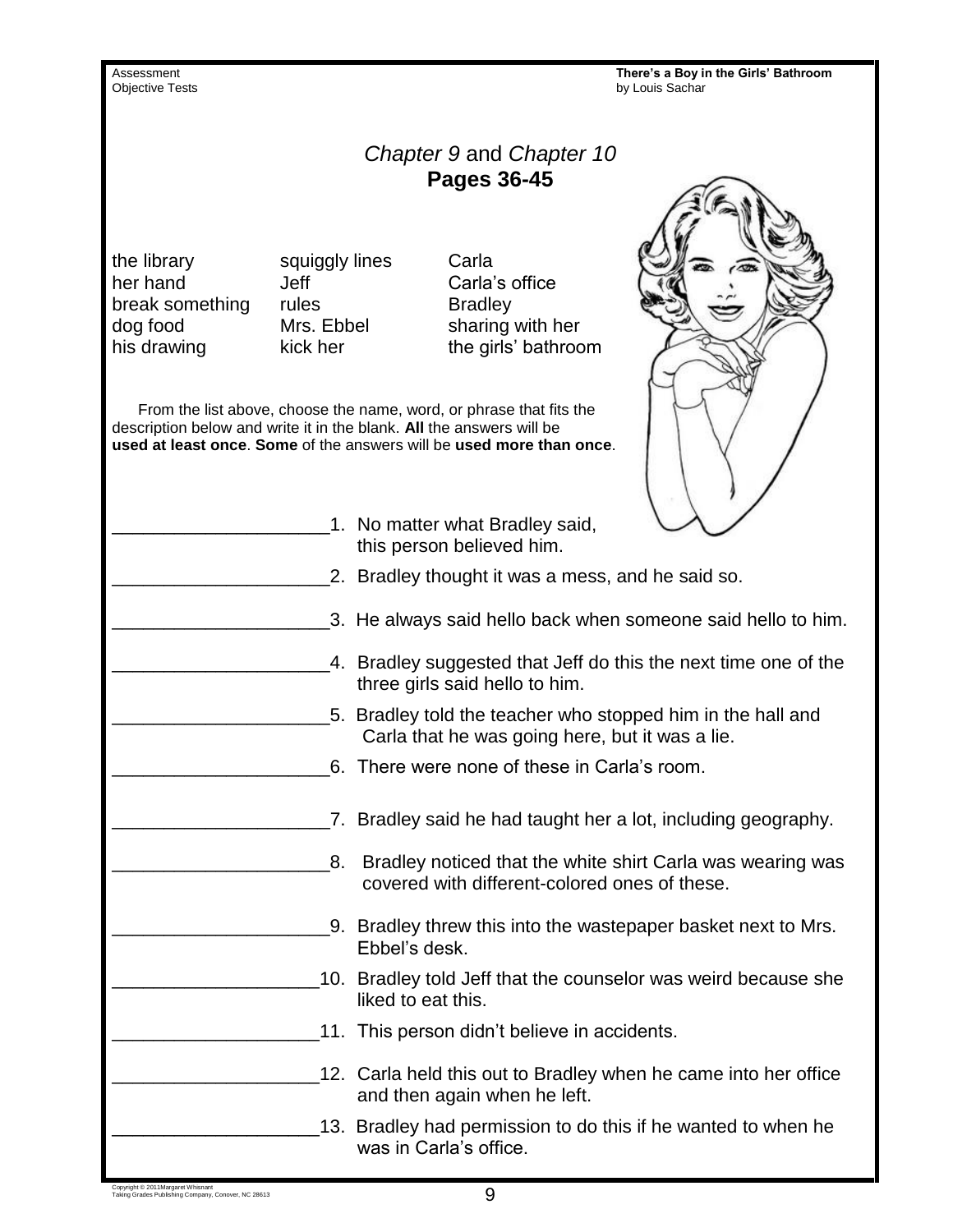## *Chapter 9* and *Chapter 10*
## Pages 36-45

| | | |
|---|---|---|
| the library | squiggly lines | Carla |
| her hand | Jeff | Carla's office |
| break something | rules | Bradley |
| dog food | Mrs. Ebbel | sharing with her |
| his drawing | kick her | the girls' bathroom |

From the list above, choose the name, word, or phrase that fits the description below and write it in the blank. **All** the answers will be **used at least once**. **Some** of the answers will be **used more than once**.

_____________________1. No matter what Bradley said, this person believed him.

_____________________2. Bradley thought it was a mess, and he said so.

_____________________3. He always said hello back when someone said hello to him.

_____________________4. Bradley suggested that Jeff do this the next time one of the three girls said hello to him.

_____________________5. Bradley told the teacher who stopped him in the hall and Carla that he was going here, but it was a lie.

_____________________6. There were none of these in Carla's room.

_____________________7. Bradley said he had taught her a lot, including geography.

_____________________8. Bradley noticed that the white shirt Carla was wearing was covered with different-colored ones of these.

_____________________9. Bradley threw this into the wastepaper basket next to Mrs. Ebbel's desk.

____________________10. Bradley told Jeff that the counselor was weird because she liked to eat this.

____________________11. This person didn't believe in accidents.

____________________12. Carla held this out to Bradley when he came into her office and then again when he left.

____________________13. Bradley had permission to do this if he wanted to when he was in Carla's office.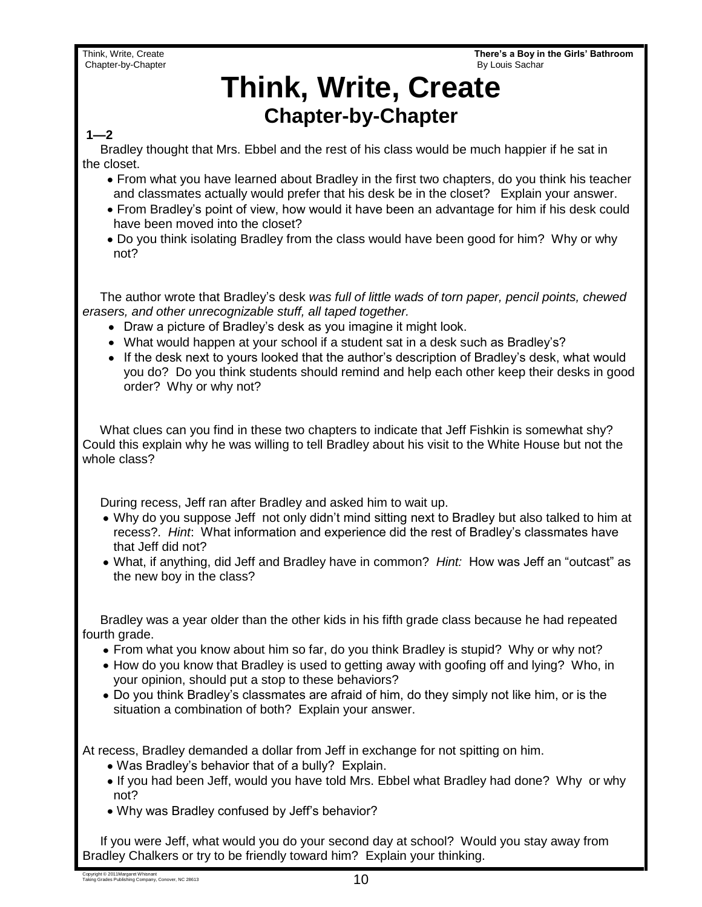# Think, Write, Create

## Chapter-by-Chapter

**1—2**

Bradley thought that Mrs. Ebbel and the rest of his class would be much happier if he sat in the closet.

- From what you have learned about Bradley in the first two chapters, do you think his teacher and classmates actually would prefer that his desk be in the closet? Explain your answer.
- From Bradley's point of view, how would it have been an advantage for him if his desk could have been moved into the closet?
- Do you think isolating Bradley from the class would have been good for him? Why or why not?

The author wrote that Bradley's desk *was full of little wads of torn paper, pencil points, chewed erasers, and other unrecognizable stuff, all taped together.*

- Draw a picture of Bradley's desk as you imagine it might look.
- What would happen at your school if a student sat in a desk such as Bradley's?
- If the desk next to yours looked that the author's description of Bradley's desk, what would you do? Do you think students should remind and help each other keep their desks in good order? Why or why not?

What clues can you find in these two chapters to indicate that Jeff Fishkin is somewhat shy? Could this explain why he was willing to tell Bradley about his visit to the White House but not the whole class?

During recess, Jeff ran after Bradley and asked him to wait up.

- Why do you suppose Jeff not only didn't mind sitting next to Bradley but also talked to him at recess?. *Hint*: What information and experience did the rest of Bradley's classmates have that Jeff did not?
- What, if anything, did Jeff and Bradley have in common? *Hint:* How was Jeff an "outcast" as the new boy in the class?

Bradley was a year older than the other kids in his fifth grade class because he had repeated fourth grade.

- From what you know about him so far, do you think Bradley is stupid? Why or why not?
- How do you know that Bradley is used to getting away with goofing off and lying? Who, in your opinion, should put a stop to these behaviors?
- Do you think Bradley's classmates are afraid of him, do they simply not like him, or is the situation a combination of both? Explain your answer.

At recess, Bradley demanded a dollar from Jeff in exchange for not spitting on him.

- Was Bradley's behavior that of a bully? Explain.
- If you had been Jeff, would you have told Mrs. Ebbel what Bradley had done? Why or why not?
- Why was Bradley confused by Jeff's behavior?

If you were Jeff, what would you do your second day at school? Would you stay away from Bradley Chalkers or try to be friendly toward him? Explain your thinking.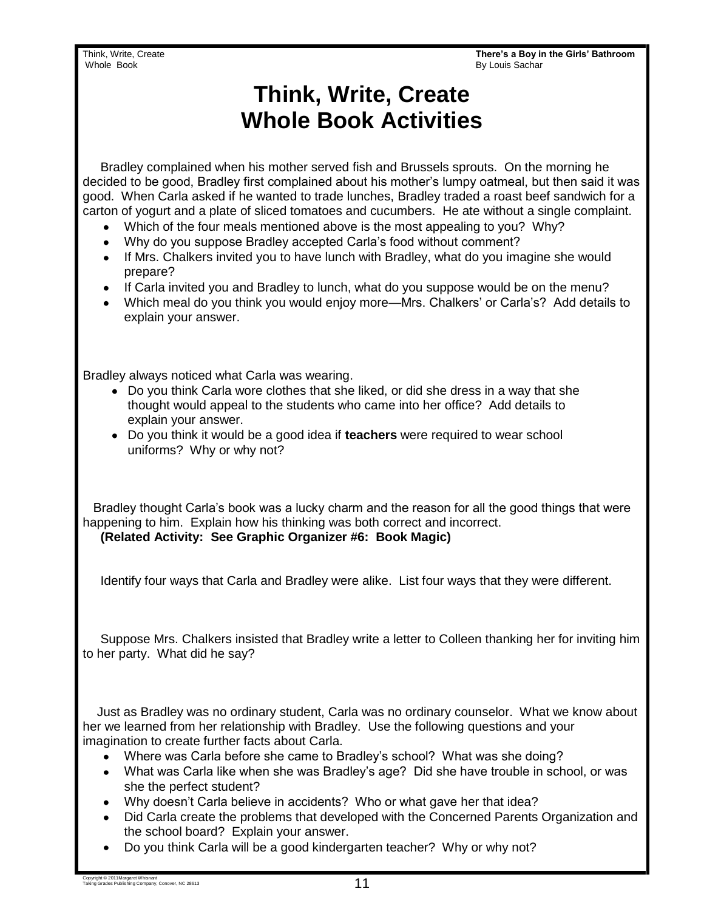# Think, Write, Create
# Whole Book Activities

Bradley complained when his mother served fish and Brussels sprouts. On the morning he decided to be good, Bradley first complained about his mother's lumpy oatmeal, but then said it was good. When Carla asked if he wanted to trade lunches, Bradley traded a roast beef sandwich for a carton of yogurt and a plate of sliced tomatoes and cucumbers. He ate without a single complaint.

- Which of the four meals mentioned above is the most appealing to you? Why?
- Why do you suppose Bradley accepted Carla's food without comment?
- If Mrs. Chalkers invited you to have lunch with Bradley, what do you imagine she would prepare?
- If Carla invited you and Bradley to lunch, what do you suppose would be on the menu?
- Which meal do you think you would enjoy more—Mrs. Chalkers' or Carla's? Add details to explain your answer.

Bradley always noticed what Carla was wearing.

- Do you think Carla wore clothes that she liked, or did she dress in a way that she thought would appeal to the students who came into her office? Add details to explain your answer.
- Do you think it would be a good idea if **teachers** were required to wear school uniforms? Why or why not?

Bradley thought Carla's book was a lucky charm and the reason for all the good things that were happening to him. Explain how his thinking was both correct and incorrect.
**(Related Activity: See Graphic Organizer #6: Book Magic)**

Identify four ways that Carla and Bradley were alike. List four ways that they were different.

Suppose Mrs. Chalkers insisted that Bradley write a letter to Colleen thanking her for inviting him to her party. What did he say?

Just as Bradley was no ordinary student, Carla was no ordinary counselor. What we know about her we learned from her relationship with Bradley. Use the following questions and your imagination to create further facts about Carla.

- Where was Carla before she came to Bradley's school? What was she doing?
- What was Carla like when she was Bradley's age? Did she have trouble in school, or was she the perfect student?
- Why doesn't Carla believe in accidents? Who or what gave her that idea?
- Did Carla create the problems that developed with the Concerned Parents Organization and the school board? Explain your answer.
- Do you think Carla will be a good kindergarten teacher? Why or why not?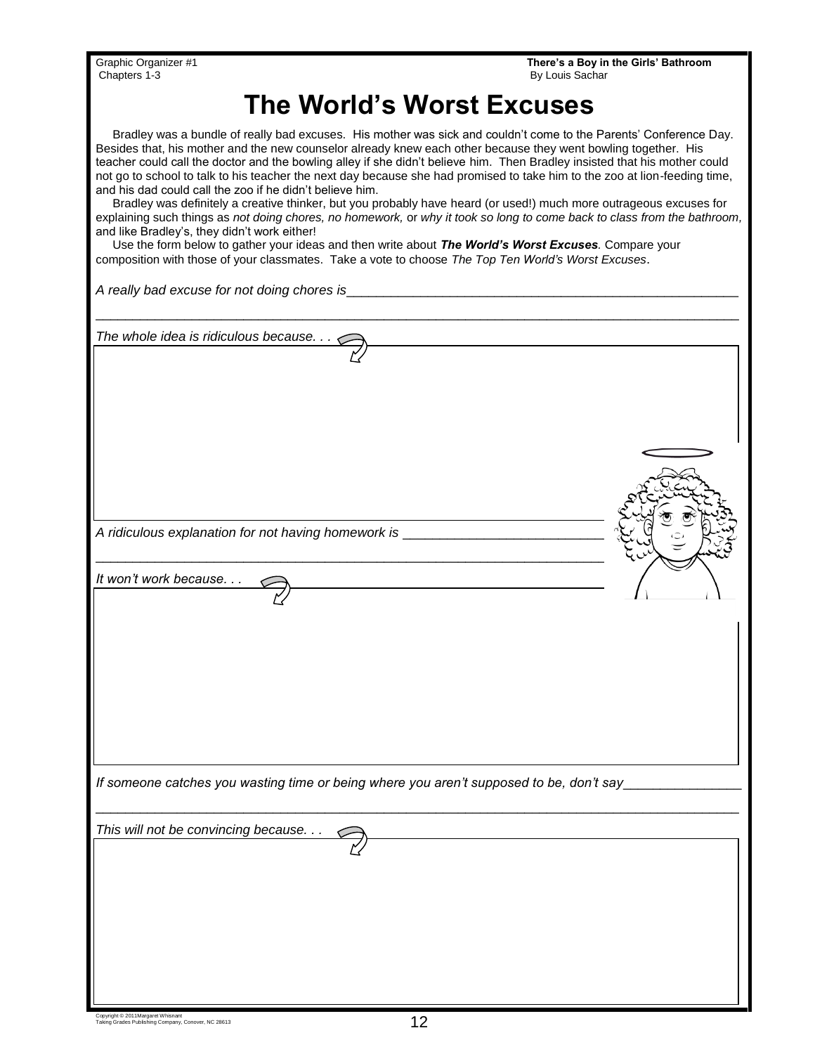Graphic Organizer #1
Chapters 1-3

**There's a Boy in the Girls' Bathroom**
By Louis Sachar

# The World's Worst Excuses

Bradley was a bundle of really bad excuses. His mother was sick and couldn't come to the Parents' Conference Day. Besides that, his mother and the new counselor already knew each other because they went bowling together. His teacher could call the doctor and the bowling alley if she didn't believe him. Then Bradley insisted that his mother could not go to school to talk to his teacher the next day because she had promised to take him to the zoo at lion-feeding time, and his dad could call the zoo if he didn't believe him.

Bradley was definitely a creative thinker, but you probably have heard (or used!) much more outrageous excuses for explaining such things as *not doing chores, no homework,* or *why it took so long to come back to class from the bathroom,* and like Bradley's, they didn't work either!

Use the form below to gather your ideas and then write about ***The World's Worst Excuses***. Compare your composition with those of your classmates. Take a vote to choose *The Top Ten World's Worst Excuses*.

*A really bad excuse for not doing chores is*_______________________________________________

___________________________________________________________________________

*The whole idea is ridiculous because. . .*

*A ridiculous explanation for not having homework is* ___________________________

___________________________________________________________________

*It won't work because. . .*

*If someone catches you wasting time or being where you aren't supposed to be, don't say*______________

___________________________________________________________________________

*This will not be convincing because. . .*

Copyright © 2011Margaret Whisnant
Taking Grades Publishing Company, Conover, NC 28613